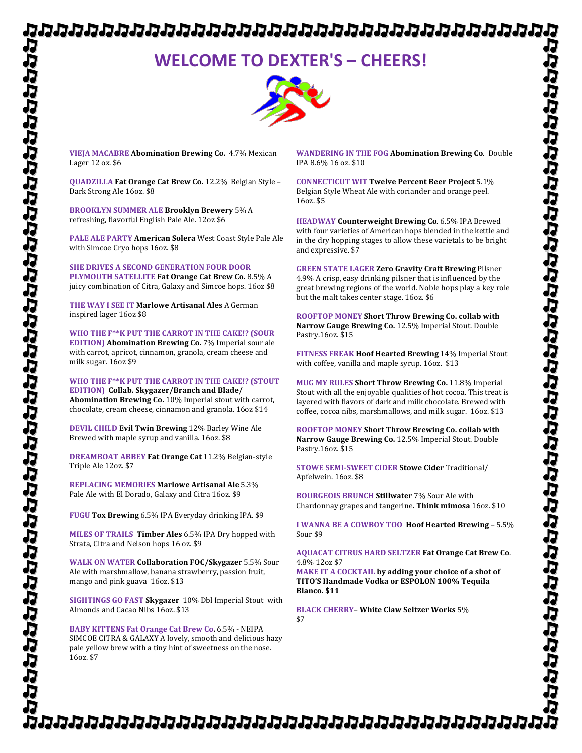# WELCOME TO DEXTER'S – CHEERS!

**VIEJA MACABRE Abomination Brewing Co.** 4.7% Mexican Lager 12 ox. $6

**QUADZILLA Fat Orange Cat Brew Co.** 12.2% Belgian Style – Dark Strong Ale 16oz. $8

**BROOKLYN SUMMER ALE Brooklyn Brewery** 5% A refreshing, flavorful English Pale Ale. 12oz $6

**PALE ALE PARTY American Solera** West Coast Style Pale Ale with Simcoe Cryo hops 16oz. $8

**SHE DRIVES A SECOND GENERATION FOUR DOOR PLYMOUTH SATELLITE Fat Orange Cat Brew Co.** 8.5% A juicy combination of Citra, Galaxy and Simcoe hops. 16oz $8

**THE WAY I SEE IT Marlowe Artisanal Ales** A German inspired lager 16oz $8

**WHO THE F**K PUT THE CARROT IN THE CAKE!? (SOUR EDITION) Abomination Brewing Co.** 7% Imperial sour ale with carrot, apricot, cinnamon, granola, cream cheese and milk sugar. 16oz $9

**WHO THE F**K PUT THE CARROT IN THE CAKE!? (STOUT EDITION) Collab. Skygazer/Branch and Blade/ Abomination Brewing Co.** 10% Imperial stout with carrot, chocolate, cream cheese, cinnamon and granola. 16oz $14

**DEVIL CHILD Evil Twin Brewing** 12% Barley Wine Ale Brewed with maple syrup and vanilla. 16oz. $8

**DREAMBOAT ABBEY Fat Orange Cat** 11.2% Belgian-style Triple Ale 12oz. $7

**REPLACING MEMORIES Marlowe Artisanal Ale** 5.3% Pale Ale with El Dorado, Galaxy and Citra 16oz. $9

**FUGU Tox Brewing** 6.5% IPA Everyday drinking IPA. $9

**MILES OF TRAILS Timber Ales** 6.5% IPA Dry hopped with Strata, Citra and Nelson hops 16 oz. $9

**WALK ON WATER Collaboration FOC/Skygazer** 5.5% Sour Ale with marshmallow, banana strawberry, passion fruit, mango and pink guava 16oz. $13

**SIGHTINGS GO FAST Skygazer** 10% Dbl Imperial Stout with Almonds and Cacao Nibs 16oz. $13

**BABY KITTENS Fat Orange Cat Brew Co.** 6.5% - NEIPA SIMCOE CITRA & GALAXY A lovely, smooth and delicious hazy pale yellow brew with a tiny hint of sweetness on the nose. 16oz. $7

**WANDERING IN THE FOG Abomination Brewing Co**. Double IPA 8.6% 16 oz. $10

**CONNECTICUT WIT Twelve Percent Beer Project** 5.1% Belgian Style Wheat Ale with coriander and orange peel. 16oz. $5

**HEADWAY Counterweight Brewing Co**. 6.5% IPA Brewed with four varieties of American hops blended in the kettle and in the dry hopping stages to allow these varietals to be bright and expressive. $7

**GREEN STATE LAGER Zero Gravity Craft Brewing** Pilsner 4.9% A crisp, easy drinking pilsner that is influenced by the great brewing regions of the world. Noble hops play a key role but the malt takes center stage. 16oz. $6

**ROOFTOP MONEY Short Throw Brewing Co. collab with Narrow Gauge Brewing Co.** 12.5% Imperial Stout. Double Pastry.16oz. $15

**FITNESS FREAK Hoof Hearted Brewing** 14% Imperial Stout with coffee, vanilla and maple syrup. 16oz. $13

**MUG MY RULES Short Throw Brewing Co.** 11.8% Imperial Stout with all the enjoyable qualities of hot cocoa. This treat is layered with flavors of dark and milk chocolate. Brewed with coffee, cocoa nibs, marshmallows, and milk sugar. 16oz. $13

**ROOFTOP MONEY Short Throw Brewing Co. collab with Narrow Gauge Brewing Co.** 12.5% Imperial Stout. Double Pastry.16oz. $15

**STOWE SEMI-SWEET CIDER Stowe Cider** Traditional/ Apfelwein. 16oz. $8

**BOURGEOIS BRUNCH Stillwater** 7% Sour Ale with Chardonnay grapes and tangerine**. Think mimosa** 16oz. $10

**I WANNA BE A COWBOY TOO Hoof Hearted Brewing** – 5.5% Sour $9

**AQUACAT CITRUS HARD SELTZER Fat Orange Cat Brew Co**. 4.8% 12oz $7

**MAKE IT A COCKTAIL by adding your choice of a shot of TITO'S Handmade Vodka or ESPOLON 100% Tequila Blanco. $11**

**BLACK CHERRY– White Claw Seltzer Works** 5% $7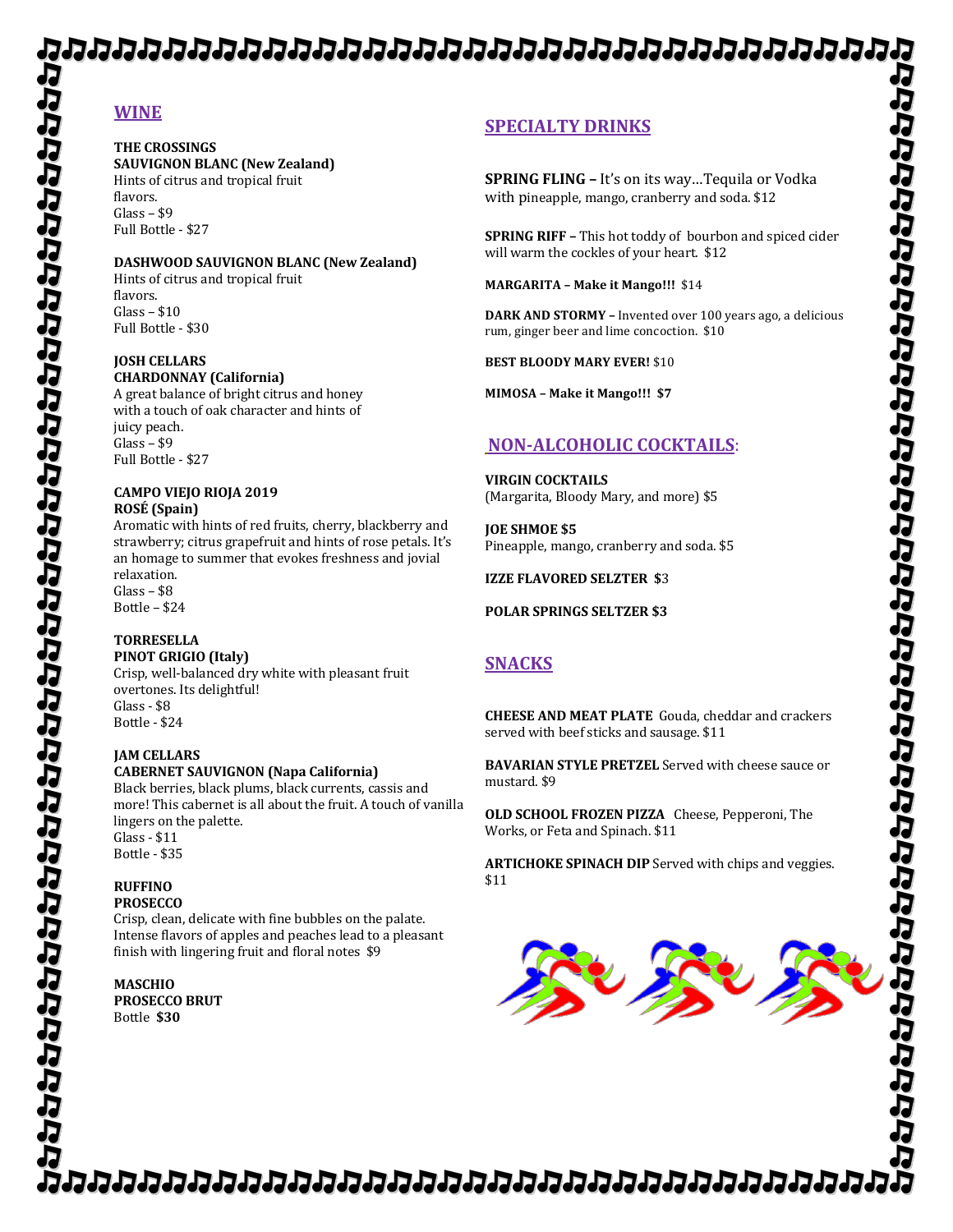## WINE

**THE CROSSINGS**
**SAUVIGNON BLANC (New Zealand)**
Hints of citrus and tropical fruit flavors.
Glass – $9
Full Bottle - $27

**DASHWOOD SAUVIGNON BLANC (New Zealand)**
Hints of citrus and tropical fruit flavors.
Glass – $10
Full Bottle - $30

**JOSH CELLARS**
**CHARDONNAY (California)**
A great balance of bright citrus and honey with a touch of oak character and hints of juicy peach.
Glass – $9
Full Bottle - $27

**CAMPO VIEJO RIOJA 2019**
**ROSÉ (Spain)**
Aromatic with hints of red fruits, cherry, blackberry and strawberry; citrus grapefruit and hints of rose petals. It's an homage to summer that evokes freshness and jovial relaxation.
Glass – $8
Bottle – $24

**TORRESELLA**
**PINOT GRIGIO (Italy)**
Crisp, well-balanced dry white with pleasant fruit overtones. Its delightful!
Glass - $8
Bottle - $24

**JAM CELLARS**
**CABERNET SAUVIGNON (Napa California)**
Black berries, black plums, black currents, cassis and more! This cabernet is all about the fruit. A touch of vanilla lingers on the palette.
Glass - $11
Bottle - $35

**RUFFINO**
**PROSECCO**
Crisp, clean, delicate with fine bubbles on the palate. Intense flavors of apples and peaches lead to a pleasant finish with lingering fruit and floral notes $9

**MASCHIO**
**PROSECCO BRUT**
Bottle **$30**

## SPECIALTY DRINKS

**SPRING FLING –** It's on its way…Tequila or Vodka with pineapple, mango, cranberry and soda. $12

**SPRING RIFF –** This hot toddy of bourbon and spiced cider will warm the cockles of your heart. $12

**MARGARITA – Make it Mango!!!** $14

**DARK AND STORMY –** Invented over 100 years ago, a delicious rum, ginger beer and lime concoction. $10

**BEST BLOODY MARY EVER!** $10

**MIMOSA – Make it Mango!!! $7**

## NON-ALCOHOLIC COCKTAILS:

**VIRGIN COCKTAILS**
(Margarita, Bloody Mary, and more) $5

**JOE SHMOE $5**
Pineapple, mango, cranberry and soda. $5

**IZZE FLAVORED SELZTER $**3

**POLAR SPRINGS SELTZER $3**

## SNACKS

**CHEESE AND MEAT PLATE** Gouda, cheddar and crackers served with beef sticks and sausage. $11

**BAVARIAN STYLE PRETZEL** Served with cheese sauce or mustard. $9

**OLD SCHOOL FROZEN PIZZA** Cheese, Pepperoni, The Works, or Feta and Spinach. $11

**ARTICHOKE SPINACH DIP** Served with chips and veggies. $11